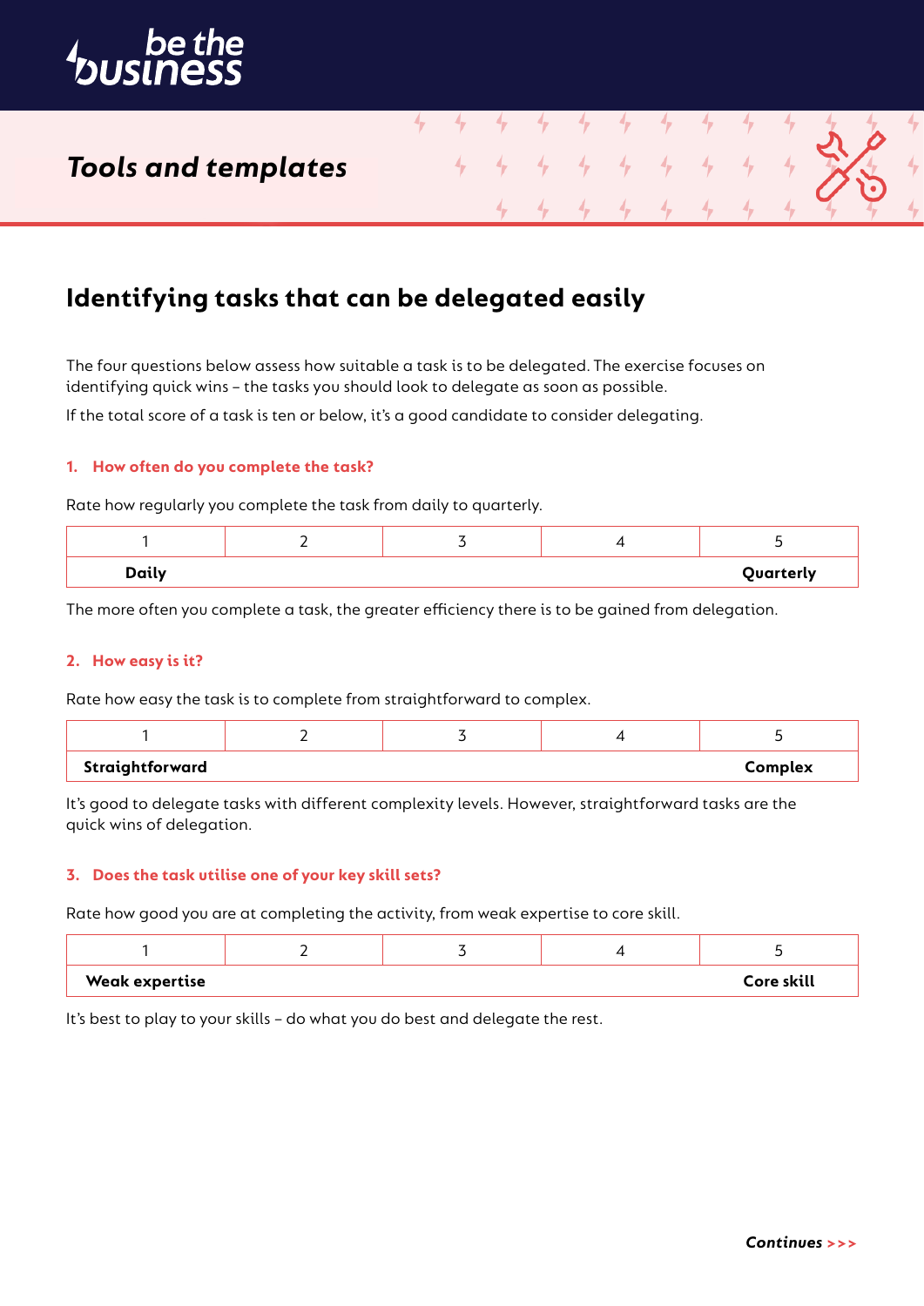be the business

*Tools and templates*

# Identifying tasks that can be delegated easily

The four questions below assess how suitable a task is to be delegated. The exercise focuses on identifying quick wins – the tasks you should look to delegate as soon as possible.

If the total score of a task is ten or below, it's a good candidate to consider delegating.

### 1. How often do you complete the task?

Rate how regularly you complete the task from daily to quarterly.

| 1 | 2 | 3 | 4 | 5 |
|---|---|---|---|---|
| **Daily** | | | | **Quarterly** |

The more often you complete a task, the greater efficiency there is to be gained from delegation.

### 2. How easy is it?

Rate how easy the task is to complete from straightforward to complex.

| 1 | 2 | 3 | 4 | 5 |
|---|---|---|---|---|
| **Straightforward** | | | | **Complex** |

It's good to delegate tasks with different complexity levels. However, straightforward tasks are the quick wins of delegation.

### 3. Does the task utilise one of your key skill sets?

Rate how good you are at completing the activity, from weak expertise to core skill.

| 1 | 2 | 3 | 4 | 5 |
|---|---|---|---|---|
| **Weak expertise** | | | | **Core skill** |

It's best to play to your skills – do what you do best and delegate the rest.

***Continues >>>***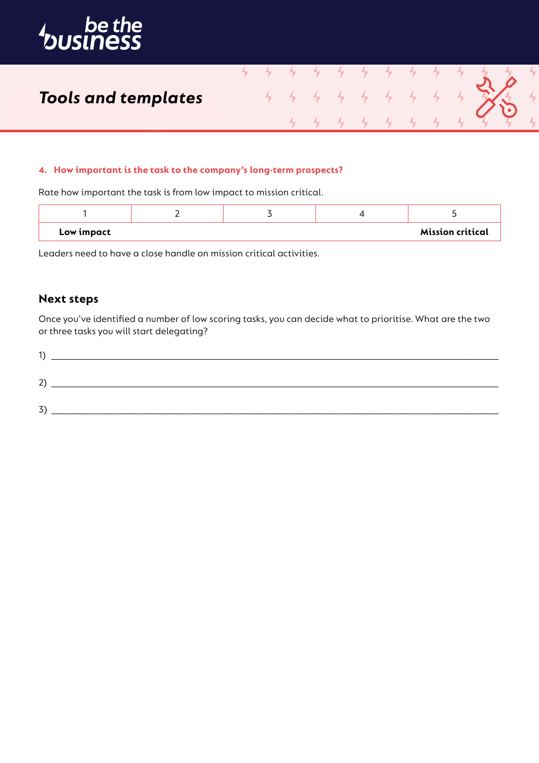## Tools and templates

#### 4. How important is the task to the company's long-term prospects?

Rate how important the task is from low impact to mission critical.

| 1 | 2 | 3 | 4 | 5 |
|---|---|---|---|---|
| **Low impact** | | | | **Mission critical** |

Leaders need to have a close handle on mission critical activities.

### Next steps

Once you've identified a number of low scoring tasks, you can decide what to prioritise. What are the two or three tasks you will start delegating?

1) ____________________________________________________________________________________

2) ____________________________________________________________________________________

3) ____________________________________________________________________________________